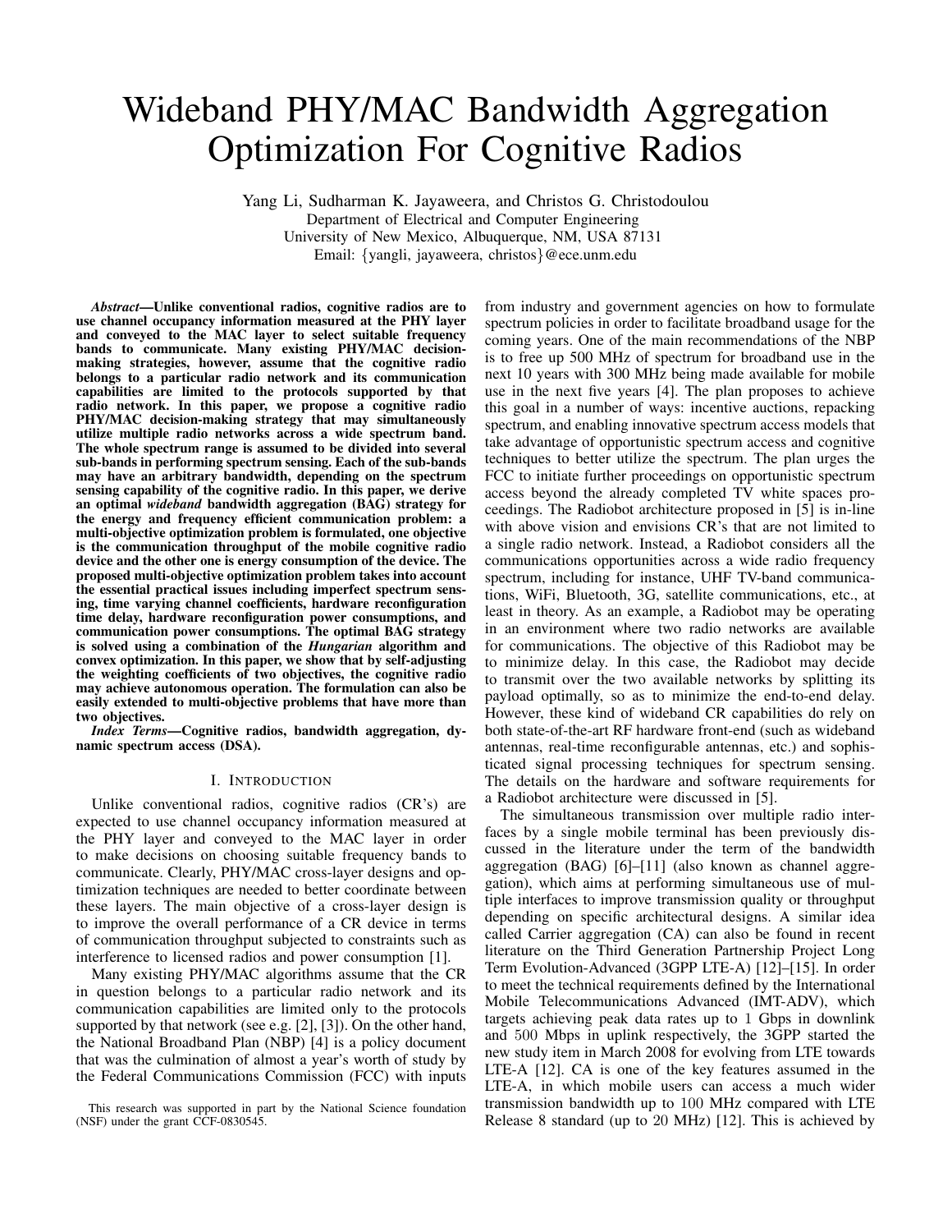# Wideband PHY/MAC Bandwidth Aggregation Optimization For Cognitive Radios

Yang Li, Sudharman K. Jayaweera, and Christos G. Christodoulou
Department of Electrical and Computer Engineering
University of New Mexico, Albuquerque, NM, USA 87131
Email: {yangli, jayaweera, christos}@ece.unm.edu

***Abstract*—Unlike conventional radios, cognitive radios are to use channel occupancy information measured at the PHY layer and conveyed to the MAC layer to select suitable frequency bands to communicate. Many existing PHY/MAC decision-making strategies, however, assume that the cognitive radio belongs to a particular radio network and its communication capabilities are limited to the protocols supported by that radio network. In this paper, we propose a cognitive radio PHY/MAC decision-making strategy that may simultaneously utilize multiple radio networks across a wide spectrum band. The whole spectrum range is assumed to be divided into several sub-bands in performing spectrum sensing. Each of the sub-bands may have an arbitrary bandwidth, depending on the spectrum sensing capability of the cognitive radio. In this paper, we derive an optimal *wideband* bandwidth aggregation (BAG) strategy for the energy and frequency efficient communication problem: a multi-objective optimization problem is formulated, one objective is the communication throughput of the mobile cognitive radio device and the other one is energy consumption of the device. The proposed multi-objective optimization problem takes into account the essential practical issues including imperfect spectrum sensing, time varying channel coefficients, hardware reconfiguration time delay, hardware reconfiguration power consumptions, and communication power consumptions. The optimal BAG strategy is solved using a combination of the *Hungarian* algorithm and convex optimization. In this paper, we show that by self-adjusting the weighting coefficients of two objectives, the cognitive radio may achieve autonomous operation. The formulation can also be easily extended to multi-objective problems that have more than two objectives.**

***Index Terms*—Cognitive radios, bandwidth aggregation, dynamic spectrum access (DSA).**

## I. Introduction

Unlike conventional radios, cognitive radios (CR's) are expected to use channel occupancy information measured at the PHY layer and conveyed to the MAC layer in order to make decisions on choosing suitable frequency bands to communicate. Clearly, PHY/MAC cross-layer designs and optimization techniques are needed to better coordinate between these layers. The main objective of a cross-layer design is to improve the overall performance of a CR device in terms of communication throughput subjected to constraints such as interference to licensed radios and power consumption [1].

Many existing PHY/MAC algorithms assume that the CR in question belongs to a particular radio network and its communication capabilities are limited only to the protocols supported by that network (see e.g. [2], [3]). On the other hand, the National Broadband Plan (NBP) [4] is a policy document that was the culmination of almost a year's worth of study by the Federal Communications Commission (FCC) with inputs from industry and government agencies on how to formulate spectrum policies in order to facilitate broadband usage for the coming years. One of the main recommendations of the NBP is to free up 500 MHz of spectrum for broadband use in the next 10 years with 300 MHz being made available for mobile use in the next five years [4]. The plan proposes to achieve this goal in a number of ways: incentive auctions, repacking spectrum, and enabling innovative spectrum access models that take advantage of opportunistic spectrum access and cognitive techniques to better utilize the spectrum. The plan urges the FCC to initiate further proceedings on opportunistic spectrum access beyond the already completed TV white spaces proceedings. The Radiobot architecture proposed in [5] is in-line with above vision and envisions CR's that are not limited to a single radio network. Instead, a Radiobot considers all the communications opportunities across a wide radio frequency spectrum, including for instance, UHF TV-band communications, WiFi, Bluetooth, 3G, satellite communications, etc., at least in theory. As an example, a Radiobot may be operating in an environment where two radio networks are available for communications. The objective of this Radiobot may be to minimize delay. In this case, the Radiobot may decide to transmit over the two available networks by splitting its payload optimally, so as to minimize the end-to-end delay. However, these kind of wideband CR capabilities do rely on both state-of-the-art RF hardware front-end (such as wideband antennas, real-time reconfigurable antennas, etc.) and sophisticated signal processing techniques for spectrum sensing. The details on the hardware and software requirements for a Radiobot architecture were discussed in [5].

The simultaneous transmission over multiple radio interfaces by a single mobile terminal has been previously discussed in the literature under the term of the bandwidth aggregation (BAG) [6]–[11] (also known as channel aggregation), which aims at performing simultaneous use of multiple interfaces to improve transmission quality or throughput depending on specific architectural designs. A similar idea called Carrier aggregation (CA) can also be found in recent literature on the Third Generation Partnership Project Long Term Evolution-Advanced (3GPP LTE-A) [12]–[15]. In order to meet the technical requirements defined by the International Mobile Telecommunications Advanced (IMT-ADV), which targets achieving peak data rates up to 1 Gbps in downlink and 500 Mbps in uplink respectively, the 3GPP started the new study item in March 2008 for evolving from LTE towards LTE-A [12]. CA is one of the key features assumed in the LTE-A, in which mobile users can access a much wider transmission bandwidth up to 100 MHz compared with LTE Release 8 standard (up to 20 MHz) [12]. This is achieved by

This research was supported in part by the National Science foundation (NSF) under the grant CCF-0830545.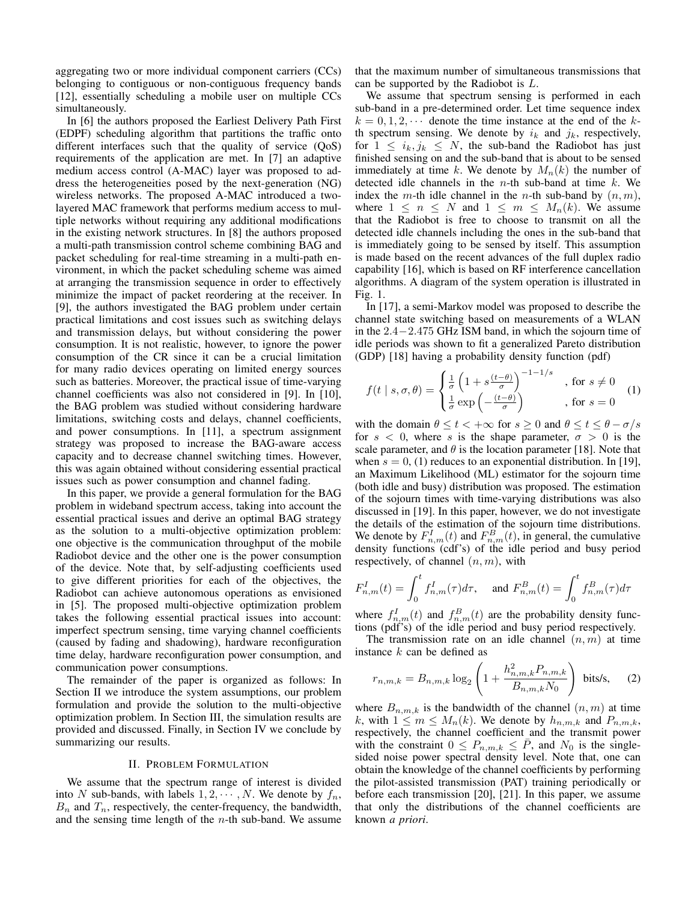aggregating two or more individual component carriers (CCs) belonging to contiguous or non-contiguous frequency bands [12], essentially scheduling a mobile user on multiple CCs simultaneously.

In [6] the authors proposed the Earliest Delivery Path First (EDPF) scheduling algorithm that partitions the traffic onto different interfaces such that the quality of service (QoS) requirements of the application are met. In [7] an adaptive medium access control (A-MAC) layer was proposed to address the heterogeneities posed by the next-generation (NG) wireless networks. The proposed A-MAC introduced a two-layered MAC framework that performs medium access to multiple networks without requiring any additional modifications in the existing network structures. In [8] the authors proposed a multi-path transmission control scheme combining BAG and packet scheduling for real-time streaming in a multi-path environment, in which the packet scheduling scheme was aimed at arranging the transmission sequence in order to effectively minimize the impact of packet reordering at the receiver. In [9], the authors investigated the BAG problem under certain practical limitations and cost issues such as switching delays and transmission delays, but without considering the power consumption. It is not realistic, however, to ignore the power consumption of the CR since it can be a crucial limitation for many radio devices operating on limited energy sources such as batteries. Moreover, the practical issue of time-varying channel coefficients was also not considered in [9]. In [10], the BAG problem was studied without considering hardware limitations, switching costs and delays, channel coefficients, and power consumptions. In [11], a spectrum assignment strategy was proposed to increase the BAG-aware access capacity and to decrease channel switching times. However, this was again obtained without considering essential practical issues such as power consumption and channel fading.

In this paper, we provide a general formulation for the BAG problem in wideband spectrum access, taking into account the essential practical issues and derive an optimal BAG strategy as the solution to a multi-objective optimization problem: one objective is the communication throughput of the mobile Radiobot device and the other one is the power consumption of the device. Note that, by self-adjusting coefficients used to give different priorities for each of the objectives, the Radiobot can achieve autonomous operations as envisioned in [5]. The proposed multi-objective optimization problem takes the following essential practical issues into account: imperfect spectrum sensing, time varying channel coefficients (caused by fading and shadowing), hardware reconfiguration time delay, hardware reconfiguration power consumption, and communication power consumptions.

The remainder of the paper is organized as follows: In Section II we introduce the system assumptions, our problem formulation and provide the solution to the multi-objective optimization problem. In Section III, the simulation results are provided and discussed. Finally, in Section IV we conclude by summarizing our results.

## II. Problem Formulation

We assume that the spectrum range of interest is divided into $N$ sub-bands, with labels $1, 2, \cdots, N$. We denote by $f_n$, $B_n$ and $T_n$, respectively, the center-frequency, the bandwidth, and the sensing time length of the $n$-th sub-band. We assume that the maximum number of simultaneous transmissions that can be supported by the Radiobot is $L$.

We assume that spectrum sensing is performed in each sub-band in a pre-determined order. Let time sequence index $k = 0, 1, 2, \cdots$ denote the time instance at the end of the $k$-th spectrum sensing. We denote by $i_k$ and $j_k$, respectively, for $1 \leq i_k, j_k \leq N$, the sub-band the Radiobot has just finished sensing on and the sub-band that is about to be sensed immediately at time $k$. We denote by $M_n(k)$ the number of detected idle channels in the $n$-th sub-band at time $k$. We index the $m$-th idle channel in the $n$-th sub-band by $(n, m)$, where $1 \leq n \leq N$ and $1 \leq m \leq M_n(k)$. We assume that the Radiobot is free to choose to transmit on all the detected idle channels including the ones in the sub-band that is immediately going to be sensed by itself. This assumption is made based on the recent advances of the full duplex radio capability [16], which is based on RF interference cancellation algorithms. A diagram of the system operation is illustrated in Fig. 1.

In [17], a semi-Markov model was proposed to describe the channel state switching based on measurements of a WLAN in the $2.4-2.475$ GHz ISM band, in which the sojourn time of idle periods was shown to fit a generalized Pareto distribution (GDP) [18] having a probability density function (pdf)

$$f(t \mid s, \sigma, \theta) = \begin{cases} \frac{1}{\sigma}\left(1 + s\frac{(t-\theta)}{\sigma}\right)^{-1-1/s} & \text{, for } s \neq 0 \\ \frac{1}{\sigma}\exp\left(-\frac{(t-\theta)}{\sigma}\right) & \text{, for } s = 0 \end{cases} \quad (1)$$

with the domain $\theta \leq t < +\infty$ for $s \geq 0$ and $\theta \leq t \leq \theta - \sigma/s$ for $s < 0$, where $s$ is the shape parameter, $\sigma > 0$ is the scale parameter, and $\theta$ is the location parameter [18]. Note that when $s = 0$, (1) reduces to an exponential distribution. In [19], an Maximum Likelihood (ML) estimator for the sojourn time (both idle and busy) distribution was proposed. The estimation of the sojourn times with time-varying distributions was also discussed in [19]. In this paper, however, we do not investigate the details of the estimation of the sojourn time distributions. We denote by $F^I_{n,m}(t)$ and $F^B_{n,m}(t)$, in general, the cumulative density functions (cdf's) of the idle period and busy period respectively, of channel $(n, m)$, with

$$F^I_{n,m}(t) = \int_0^t f^I_{n,m}(\tau)d\tau, \quad \text{and } F^B_{n,m}(t) = \int_0^t f^B_{n,m}(\tau)d\tau$$

where $f^I_{n,m}(t)$ and $f^B_{n,m}(t)$ are the probability density functions (pdf's) of the idle period and busy period respectively.

The transmission rate on an idle channel $(n, m)$ at time instance $k$ can be defined as

$$r_{n,m,k} = B_{n,m,k} \log_2\left(1 + \frac{h^2_{n,m,k} P_{n,m,k}}{B_{n,m,k} N_0}\right) \text{ bits/s}, \quad (2)$$

where $B_{n,m,k}$ is the bandwidth of the channel $(n, m)$ at time $k$, with $1 \leq m \leq M_n(k)$. We denote by $h_{n,m,k}$ and $P_{n,m,k}$, respectively, the channel coefficient and the transmit power with the constraint $0 \leq P_{n,m,k} \leq \bar{P}$, and $N_0$ is the single-sided noise power spectral density level. Note that, one can obtain the knowledge of the channel coefficients by performing the pilot-assisted transmission (PAT) training periodically or before each transmission [20], [21]. In this paper, we assume that only the distributions of the channel coefficients are known *a priori*.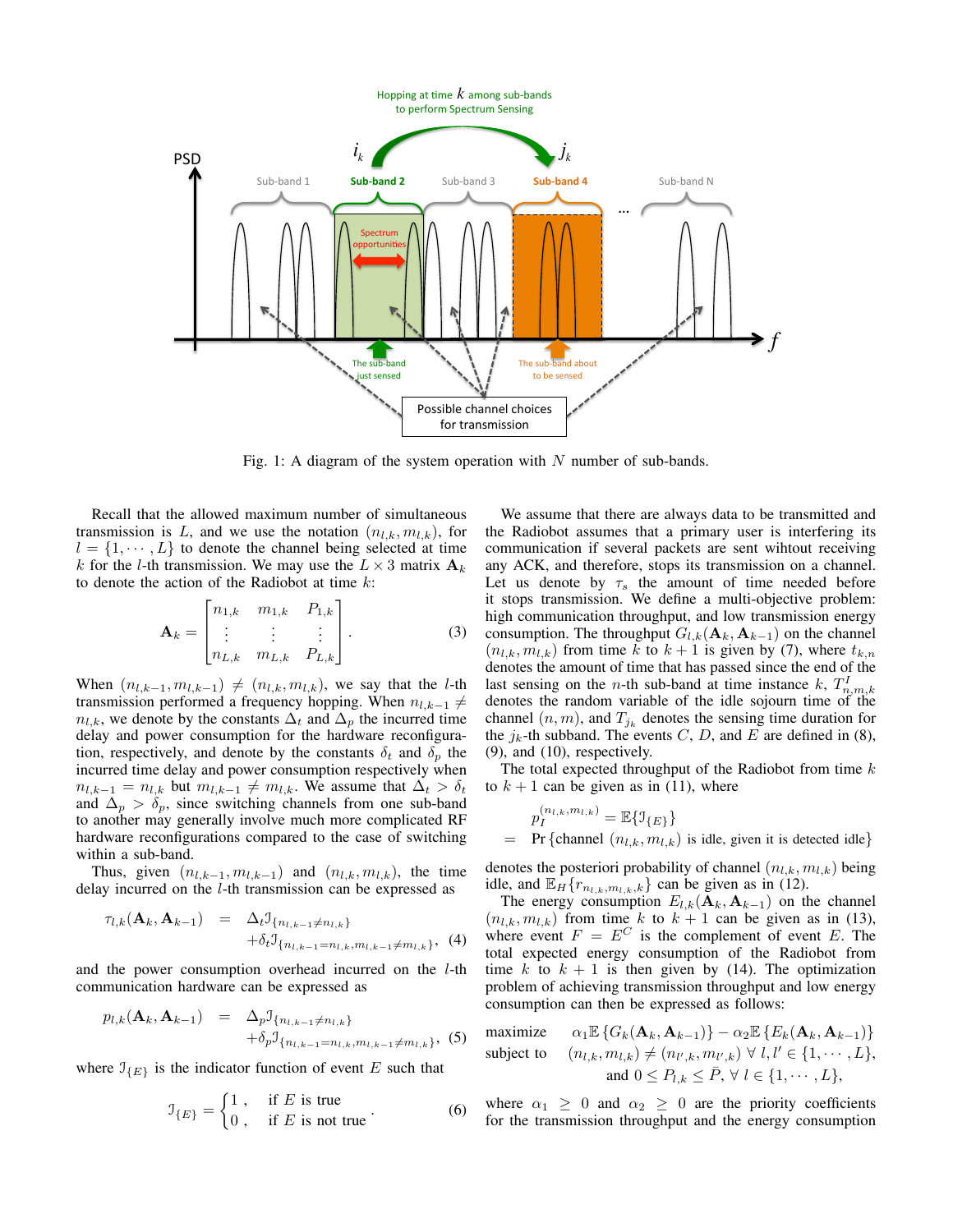Fig. 1: A diagram of the system operation with $N$ number of sub-bands.

Recall that the allowed maximum number of simultaneous transmission is $L$, and we use the notation $(n_{l,k}, m_{l,k})$, for $l = \{1, \cdots, L\}$ to denote the channel being selected at time $k$ for the $l$-th transmission. We may use the $L \times 3$ matrix $\mathbf{A}_k$ to denote the action of the Radiobot at time $k$:

$$\mathbf{A}_k = \begin{bmatrix} n_{1,k} & m_{1,k} & P_{1,k} \\ \vdots & \vdots & \vdots \\ n_{L,k} & m_{L,k} & P_{L,k} \end{bmatrix}. \tag{3}$$

When $(n_{l,k-1}, m_{l,k-1}) \neq (n_{l,k}, m_{l,k})$, we say that the $l$-th transmission performed a frequency hopping. When $n_{l,k-1} \neq n_{l,k}$, we denote by the constants $\Delta_t$ and $\Delta_p$ the incurred time delay and power consumption for the hardware reconfiguration, respectively, and denote by the constants $\delta_t$ and $\delta_p$ the incurred time delay and power consumption respectively when $n_{l,k-1} = n_{l,k}$ but $m_{l,k-1} \neq m_{l,k}$. We assume that $\Delta_t > \delta_t$ and $\Delta_p > \delta_p$, since switching channels from one sub-band to another may generally involve much more complicated RF hardware reconfigurations compared to the case of switching within a sub-band.

Thus, given $(n_{l,k-1}, m_{l,k-1})$ and $(n_{l,k}, m_{l,k})$, the time delay incurred on the $l$-th transmission can be expressed as

$$\begin{aligned} \tau_{l,k}(\mathbf{A}_k, \mathbf{A}_{k-1}) \;=\; & \Delta_t \mathbb{I}_{\{n_{l,k-1} \neq n_{l,k}\}} \\ & + \delta_t \mathbb{I}_{\{n_{l,k-1} = n_{l,k}, m_{l,k-1} \neq m_{l,k}\}}, \end{aligned} \tag{4}$$

and the power consumption overhead incurred on the $l$-th communication hardware can be expressed as

$$\begin{aligned} p_{l,k}(\mathbf{A}_k, \mathbf{A}_{k-1}) \;=\; & \Delta_p \mathbb{I}_{\{n_{l,k-1} \neq n_{l,k}\}} \\ & + \delta_p \mathbb{I}_{\{n_{l,k-1} = n_{l,k}, m_{l,k-1} \neq m_{l,k}\}}, \end{aligned} \tag{5}$$

where $\mathbb{I}_{\{E\}}$ is the indicator function of event $E$ such that

$$\mathbb{I}_{\{E\}} = \begin{cases} 1\,, & \text{if } E \text{ is true} \\ 0\,, & \text{if } E \text{ is not true} \end{cases}. \tag{6}$$

We assume that there are always data to be transmitted and the Radiobot assumes that a primary user is interfering its communication if several packets are sent wihtout receiving any ACK, and therefore, stops its transmission on a channel. Let us denote by $\tau_s$ the amount of time needed before it stops transmission. We define a multi-objective problem: high communication throughput, and low transmission energy consumption. The throughput $G_{l,k}(\mathbf{A}_k, \mathbf{A}_{k-1})$ on the channel $(n_{l,k}, m_{l,k})$ from time $k$ to $k+1$ is given by (7), where $t_{k,n}$ denotes the amount of time that has passed since the end of the last sensing on the $n$-th sub-band at time instance $k$, $T^I_{n,m,k}$ denotes the random variable of the idle sojourn time of the channel $(n, m)$, and $T_{j_k}$ denotes the sensing time duration for the $j_k$-th subband. The events $C$, $D$, and $E$ are defined in (8), (9), and (10), respectively.

The total expected throughput of the Radiobot from time $k$ to $k+1$ can be given as in (11), where

$$\begin{aligned} & p_I^{(n_{l,k}, m_{l,k})} = \mathbb{E}\{\mathbb{I}_{\{E\}}\} \\ = \;& \Pr\{\text{channel } (n_{l,k}, m_{l,k}) \text{ is idle, given it is detected idle}\} \end{aligned}$$

denotes the posteriori probability of channel $(n_{l,k}, m_{l,k})$ being idle, and $\mathbb{E}_H\{r_{n_{l,k}, m_{l,k}, k}\}$ can be given as in (12).

The energy consumption $E_{l,k}(\mathbf{A}_k, \mathbf{A}_{k-1})$ on the channel $(n_{l,k}, m_{l,k})$ from time $k$ to $k+1$ can be given as in (13), where event $F = E^C$ is the complement of event $E$. The total expected energy consumption of the Radiobot from time $k$ to $k+1$ is then given by (14). The optimization problem of achieving transmission throughput and low energy consumption can then be expressed as follows:

$$\begin{aligned} \text{maximize} \quad & \alpha_1 \mathbb{E}\{G_k(\mathbf{A}_k, \mathbf{A}_{k-1})\} - \alpha_2 \mathbb{E}\{E_k(\mathbf{A}_k, \mathbf{A}_{k-1})\} \\ \text{subject to} \quad & (n_{l,k}, m_{l,k}) \neq (n_{l',k}, m_{l',k}) \;\forall\, l, l' \in \{1, \cdots, L\}, \\ & \text{and } 0 \leq P_{l,k} \leq \bar{P}, \;\forall\, l \in \{1, \cdots, L\}, \end{aligned}$$

where $\alpha_1 \geq 0$ and $\alpha_2 \geq 0$ are the priority coefficients for the transmission throughput and the energy consumption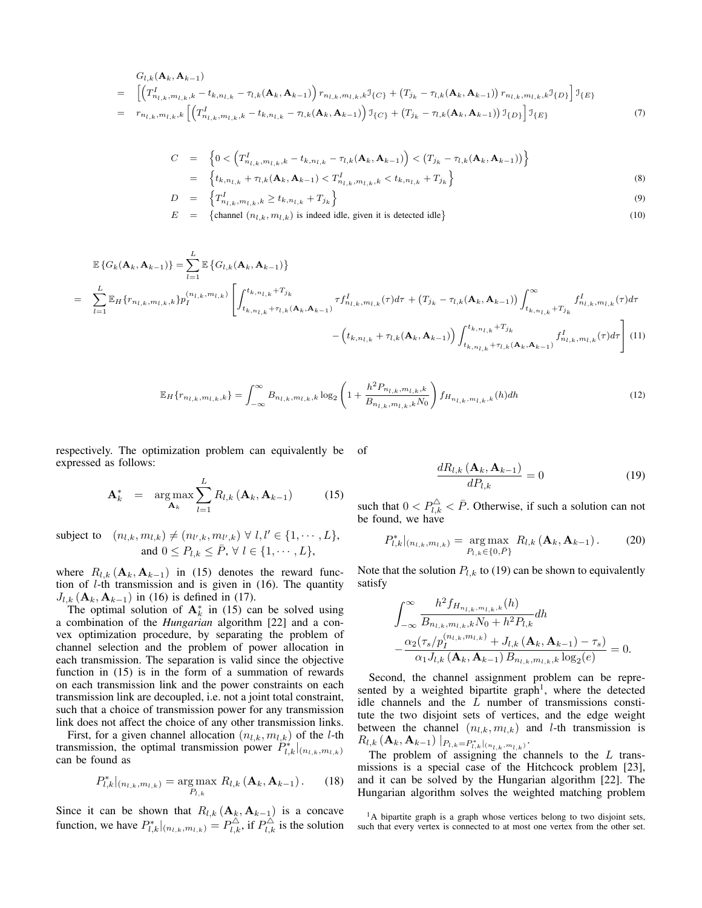$$
\begin{aligned}
& G_{l,k}(\mathbf{A}_k, \mathbf{A}_{k-1}) \\
= & \left[\left(T^I_{n_{l,k},m_{l,k},k} - t_{k,n_{l,k}} - \tau_{l,k}(\mathbf{A}_k, \mathbf{A}_{k-1})\right) r_{n_{l,k},m_{l,k},k} \mathcal{I}_{\{C\}} + \left(T_{j_k} - \tau_{l,k}(\mathbf{A}_k, \mathbf{A}_{k-1})\right) r_{n_{l,k},m_{l,k},k} \mathcal{I}_{\{D\}}\right] \mathcal{I}_{\{E\}} \\
= & \, r_{n_{l,k},m_{l,k},k} \left[\left(T^I_{n_{l,k},m_{l,k},k} - t_{k,n_{l,k}} - \tau_{l,k}(\mathbf{A}_k, \mathbf{A}_{k-1})\right) \mathcal{I}_{\{C\}} + \left(T_{j_k} - \tau_{l,k}(\mathbf{A}_k, \mathbf{A}_{k-1})\right) \mathcal{I}_{\{D\}}\right] \mathcal{I}_{\{E\}} \quad (7)
\end{aligned}
$$

$$
\begin{aligned}
C &= \left\{0 < \left(T^I_{n_{l,k},m_{l,k},k} - t_{k,n_{l,k}} - \tau_{l,k}(\mathbf{A}_k, \mathbf{A}_{k-1})\right) < \left(T_{j_k} - \tau_{l,k}(\mathbf{A}_k, \mathbf{A}_{k-1})\right)\right\} \\
&= \left\{t_{k,n_{l,k}} + \tau_{l,k}(\mathbf{A}_k, \mathbf{A}_{k-1}) < T^I_{n_{l,k},m_{l,k},k} < t_{k,n_{l,k}} + T_{j_k}\right\} \quad (8) \\
D &= \left\{T^I_{n_{l,k},m_{l,k},k} \geq t_{k,n_{l,k}} + T_{j_k}\right\} \quad (9) \\
E &= \left\{\text{channel } (n_{l,k}, m_{l,k}) \text{ is indeed idle, given it is detected idle}\right\} \quad (10)
\end{aligned}
$$

$$
\begin{aligned}
& \mathbb{E}\left\{G_k(\mathbf{A}_k, \mathbf{A}_{k-1})\right\} = \sum_{l=1}^{L} \mathbb{E}\left\{G_{l,k}(\mathbf{A}_k, \mathbf{A}_{k-1})\right\} \\
= & \sum_{l=1}^{L} \mathbb{E}_H\{r_{n_{l,k},m_{l,k},k}\} p_I^{(n_{l,k},m_{l,k})} \Bigg[\int_{t_{k,n_{l,k}}+\tau_{l,k}(\mathbf{A}_k,\mathbf{A}_{k-1})}^{t_{k,n_{l,k}}+T_{j_k}} \tau f^I_{n_{l,k},m_{l,k}}(\tau) d\tau + \left(T_{j_k} - \tau_{l,k}(\mathbf{A}_k, \mathbf{A}_{k-1})\right) \int_{t_{k,n_{l,k}}+T_{j_k}}^{\infty} f^I_{n_{l,k},m_{l,k}}(\tau) d\tau \\
& - \left(t_{k,n_{l,k}} + \tau_{l,k}(\mathbf{A}_k, \mathbf{A}_{k-1})\right) \int_{t_{k,n_{l,k}}+\tau_{l,k}(\mathbf{A}_k,\mathbf{A}_{k-1})}^{t_{k,n_{l,k}}+T_{j_k}} f^I_{n_{l,k},m_{l,k}}(\tau) d\tau \Bigg] \quad (11)
\end{aligned}
$$

$$
\mathbb{E}_H\{r_{n_{l,k},m_{l,k},k}\} = \int_{-\infty}^{\infty} B_{n_{l,k},m_{l,k},k} \log_2\left(1 + \frac{h^2 P_{n_{l,k},m_{l,k},k}}{B_{n_{l,k},m_{l,k},k} N_0}\right) f_{H_{n_{l,k},m_{l,k},k}}(h) dh \quad (12)
$$

respectively. The optimization problem can equivalently be expressed as follows:

$$
\mathbf{A}^*_k = \arg\max_{\mathbf{A}_k} \sum_{l=1}^{L} R_{l,k}\left(\mathbf{A}_k, \mathbf{A}_{k-1}\right) \quad (15)
$$

$$
\begin{aligned}
\text{subject to} \quad & (n_{l,k}, m_{l,k}) \neq (n_{l',k}, m_{l',k}) \ \forall \ l, l' \in \{1, \cdots, L\}, \\
& \text{and } 0 \leq P_{l,k} \leq \bar{P}, \ \forall \ l \in \{1, \cdots, L\},
\end{aligned}
$$

where $R_{l,k}\left(\mathbf{A}_k, \mathbf{A}_{k-1}\right)$ in (15) denotes the reward function of $l$-th transmission and is given in (16). The quantity $J_{l,k}\left(\mathbf{A}_k, \mathbf{A}_{k-1}\right)$ in (16) is defined in (17).

The optimal solution of $\mathbf{A}^*_k$ in (15) can be solved using a combination of the *Hungarian* algorithm [22] and a convex optimization procedure, by separating the problem of channel selection and the problem of power allocation in each transmission. The separation is valid since the objective function in (15) is in the form of a summation of rewards on each transmission link and the power constraints on each transmission link are decoupled, i.e. not a joint total constraint, such that a choice of transmission power for any transmission link does not affect the choice of any other transmission links.

First, for a given channel allocation $(n_{l,k}, m_{l,k})$ of the $l$-th transmission, the optimal transmission power $P^*_{l,k}|_{(n_{l,k},m_{l,k})}$ can be found as

$$
P^*_{l,k}|_{(n_{l,k},m_{l,k})} = \arg\max_{P_{l,k}} R_{l,k}\left(\mathbf{A}_k, \mathbf{A}_{k-1}\right). \quad (18)
$$

Since it can be shown that $R_{l,k}\left(\mathbf{A}_k, \mathbf{A}_{k-1}\right)$ is a concave function, we have $P^*_{l,k}|_{(n_{l,k},m_{l,k})} = P^{\triangle}_{l,k}$, if $P^{\triangle}_{l,k}$ is the solution of

$$
\frac{dR_{l,k}\left(\mathbf{A}_k, \mathbf{A}_{k-1}\right)}{dP_{l,k}} = 0 \quad (19)
$$

such that $0 < P^{\triangle}_{l,k} < \bar{P}$. Otherwise, if such a solution can not be found, we have

$$
P^*_{l,k}|_{(n_{l,k},m_{l,k})} = \arg\max_{P_{l,k} \in \{0, \bar{P}\}} R_{l,k}\left(\mathbf{A}_k, \mathbf{A}_{k-1}\right). \quad (20)
$$

Note that the solution $P_{l,k}$ to (19) can be shown to equivalently satisfy

$$
\begin{aligned}
& \int_{-\infty}^{\infty} \frac{h^2 f_{H_{n_{l,k},m_{l,k},k}}(h)}{B_{n_{l,k},m_{l,k},k} N_0 + h^2 P_{l,k}} dh \\
& - \frac{\alpha_2 (\tau_s / p_I^{(n_{l,k},m_{l,k})} + J_{l,k}\left(\mathbf{A}_k, \mathbf{A}_{k-1}\right) - \tau_s)}{\alpha_1 J_{l,k}\left(\mathbf{A}_k, \mathbf{A}_{k-1}\right) B_{n_{l,k},m_{l,k},k} \log_2(e)} = 0.
\end{aligned}
$$

Second, the channel assignment problem can be represented by a weighted bipartite graph[1], where the detected idle channels and the $L$ number of transmissions constitute the two disjoint sets of vertices, and the edge weight between the channel $(n_{l,k}, m_{l,k})$ and $l$-th transmission is $R_{l,k}\left(\mathbf{A}_k, \mathbf{A}_{k-1}\right)|_{P_{l,k} = P^*_{l,k}|_{(n_{l,k},m_{l,k})}}$.

The problem of assigning the channels to the $L$ transmissions is a special case of the Hitchcock problem [23], and it can be solved by the Hungarian algorithm [22]. The Hungarian algorithm solves the weighted matching problem

[1] A bipartite graph is a graph whose vertices belong to two disjoint sets, such that every vertex is connected to at most one vertex from the other set.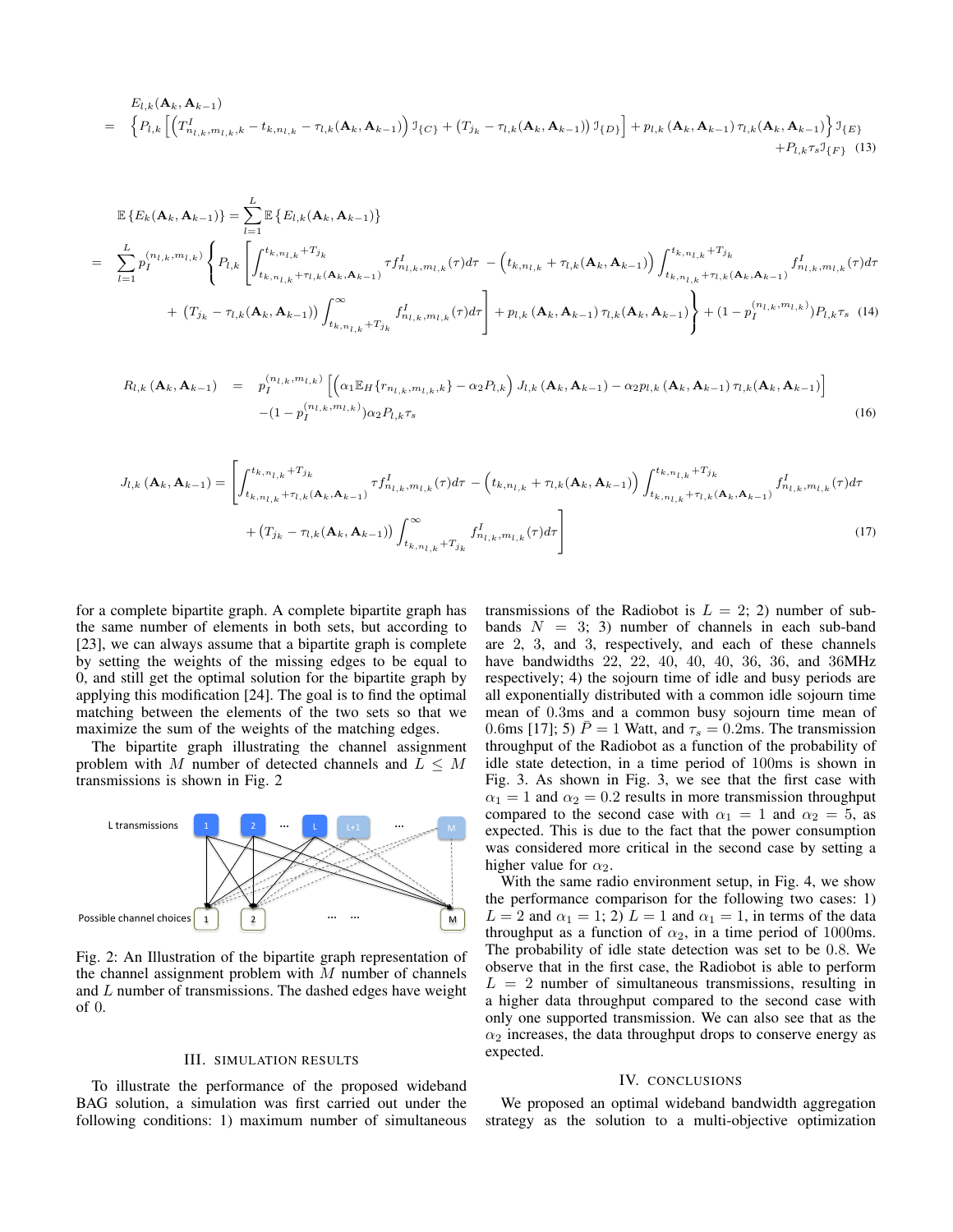$$
\begin{aligned}
& E_{l,k}(\mathbf{A}_k, \mathbf{A}_{k-1}) \\
= \;& \Big\{ P_{l,k} \Big[ \Big( T^{I}_{n_{l,k}, m_{l,k}, k} - t_{k, n_{l,k}} - \tau_{l,k}(\mathbf{A}_k, \mathbf{A}_{k-1}) \Big) \mathfrak{I}_{\{C\}} + \left( T_{j_k} - \tau_{l,k}(\mathbf{A}_k, \mathbf{A}_{k-1}) \right) \mathfrak{I}_{\{D\}} \Big] + p_{l,k}\left(\mathbf{A}_k, \mathbf{A}_{k-1}\right) \tau_{l,k}(\mathbf{A}_k, \mathbf{A}_{k-1}) \Big\} \mathfrak{I}_{\{E\}} \\
& + P_{l,k} \tau_s \mathfrak{I}_{\{F\}} \qquad (13)
\end{aligned}
$$

$$
\begin{aligned}
\mathbb{E}\left\{ E_k(\mathbf{A}_k, \mathbf{A}_{k-1}) \right\} &= \sum_{l=1}^{L} \mathbb{E}\left\{ E_{l,k}(\mathbf{A}_k, \mathbf{A}_{k-1}) \right\} \\
&= \sum_{l=1}^{L} p_I^{(n_{l,k}, m_{l,k})} \Bigg\{ P_{l,k} \Bigg[ \int_{t_{k,n_{l,k}} + \tau_{l,k}(\mathbf{A}_k, \mathbf{A}_{k-1})}^{t_{k,n_{l,k}} + T_{j_k}} \tau f^{I}_{n_{l,k}, m_{l,k}}(\tau) d\tau - \Big( t_{k,n_{l,k}} + \tau_{l,k}(\mathbf{A}_k, \mathbf{A}_{k-1}) \Big) \int_{t_{k,n_{l,k}} + \tau_{l,k}(\mathbf{A}_k, \mathbf{A}_{k-1})}^{t_{k,n_{l,k}} + T_{j_k}} f^{I}_{n_{l,k}, m_{l,k}}(\tau) d\tau \\
&\quad + \left( T_{j_k} - \tau_{l,k}(\mathbf{A}_k, \mathbf{A}_{k-1}) \right) \int_{t_{k,n_{l,k}} + T_{j_k}}^{\infty} f^{I}_{n_{l,k}, m_{l,k}}(\tau) d\tau \Bigg] + p_{l,k}\left(\mathbf{A}_k, \mathbf{A}_{k-1}\right) \tau_{l,k}(\mathbf{A}_k, \mathbf{A}_{k-1}) \Bigg\} + (1 - p_I^{(n_{l,k}, m_{l,k})}) P_{l,k} \tau_s \quad (14)
\end{aligned}
$$

$$
\begin{aligned}
R_{l,k}\left(\mathbf{A}_k, \mathbf{A}_{k-1}\right) \;=\;& p_I^{(n_{l,k}, m_{l,k})} \left[ \left( \alpha_1 \mathbb{E}_H\{ r_{n_{l,k}, m_{l,k}, k} \} - \alpha_2 P_{l,k} \right) J_{l,k}\left(\mathbf{A}_k, \mathbf{A}_{k-1}\right) - \alpha_2 p_{l,k}\left(\mathbf{A}_k, \mathbf{A}_{k-1}\right) \tau_{l,k}(\mathbf{A}_k, \mathbf{A}_{k-1}) \right] \\
& - (1 - p_I^{(n_{l,k}, m_{l,k})}) \alpha_2 P_{l,k} \tau_s \qquad (16)
\end{aligned}
$$

$$
\begin{aligned}
J_{l,k}\left(\mathbf{A}_k, \mathbf{A}_{k-1}\right) = \Bigg[ & \int_{t_{k,n_{l,k}} + \tau_{l,k}(\mathbf{A}_k, \mathbf{A}_{k-1})}^{t_{k,n_{l,k}} + T_{j_k}} \tau f^{I}_{n_{l,k}, m_{l,k}}(\tau) d\tau - \Big( t_{k,n_{l,k}} + \tau_{l,k}(\mathbf{A}_k, \mathbf{A}_{k-1}) \Big) \int_{t_{k,n_{l,k}} + \tau_{l,k}(\mathbf{A}_k, \mathbf{A}_{k-1})}^{t_{k,n_{l,k}} + T_{j_k}} f^{I}_{n_{l,k}, m_{l,k}}(\tau) d\tau \\
& + \left( T_{j_k} - \tau_{l,k}(\mathbf{A}_k, \mathbf{A}_{k-1}) \right) \int_{t_{k,n_{l,k}} + T_{j_k}}^{\infty} f^{I}_{n_{l,k}, m_{l,k}}(\tau) d\tau \Bigg] \qquad (17)
\end{aligned}
$$

for a complete bipartite graph. A complete bipartite graph has the same number of elements in both sets, but according to [23], we can always assume that a bipartite graph is complete by setting the weights of the missing edges to be equal to 0, and still get the optimal solution for the bipartite graph by applying this modification [24]. The goal is to find the optimal matching between the elements of the two sets so that we maximize the sum of the weights of the matching edges.

The bipartite graph illustrating the channel assignment problem with $M$ number of detected channels and $L \leq M$ transmissions is shown in Fig. 2

Fig. 2: An Illustration of the bipartite graph representation of the channel assignment problem with $M$ number of channels and $L$ number of transmissions. The dashed edges have weight of 0.

## III. Simulation Results

To illustrate the performance of the proposed wideband BAG solution, a simulation was first carried out under the following conditions: 1) maximum number of simultaneous transmissions of the Radiobot is $L = 2$; 2) number of sub-bands $N = 3$; 3) number of channels in each sub-band are 2, 3, and 3, respectively, and each of these channels have bandwidths 22, 22, 40, 40, 40, 36, 36, and 36MHz respectively; 4) the sojourn time of idle and busy periods are all exponentially distributed with a common idle sojourn time mean of 0.3ms and a common busy sojourn time mean of 0.6ms [17]; 5) $\bar{P} = 1$ Watt, and $\tau_s = 0.2$ms. The transmission throughput of the Radiobot as a function of the probability of idle state detection, in a time period of 100ms is shown in Fig. 3. As shown in Fig. 3, we see that the first case with $\alpha_1 = 1$ and $\alpha_2 = 0.2$ results in more transmission throughput compared to the second case with $\alpha_1 = 1$ and $\alpha_2 = 5$, as expected. This is due to the fact that the power consumption was considered more critical in the second case by setting a higher value for $\alpha_2$.

With the same radio environment setup, in Fig. 4, we show the performance comparison for the following two cases: 1) $L = 2$ and $\alpha_1 = 1$; 2) $L = 1$ and $\alpha_1 = 1$, in terms of the data throughput as a function of $\alpha_2$, in a time period of 1000ms. The probability of idle state detection was set to be 0.8. We observe that in the first case, the Radiobot is able to perform $L = 2$ number of simultaneous transmissions, resulting in a higher data throughput compared to the second case with only one supported transmission. We can also see that as the $\alpha_2$ increases, the data throughput drops to conserve energy as expected.

## IV. Conclusions

We proposed an optimal wideband bandwidth aggregation strategy as the solution to a multi-objective optimization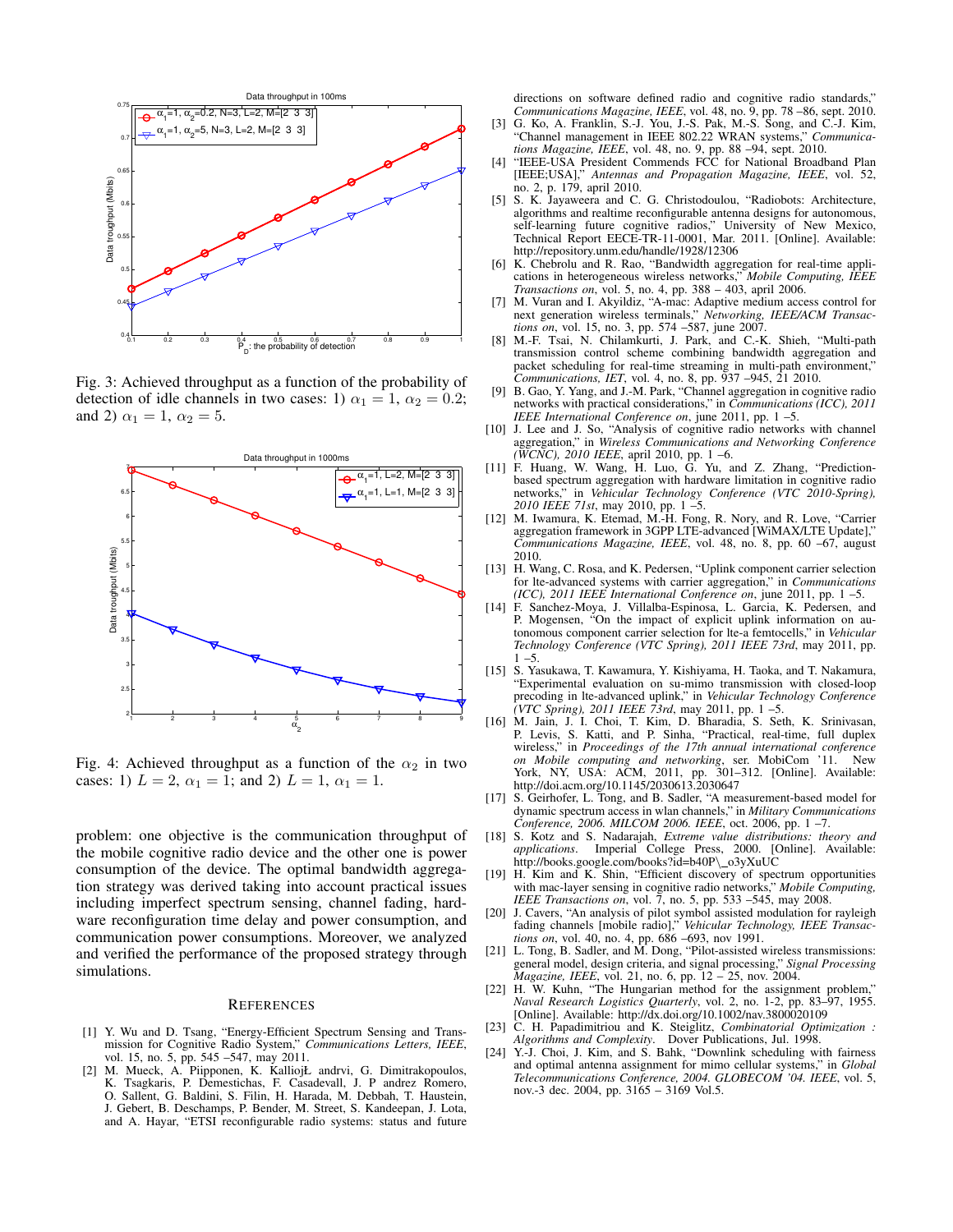Data throughput in 100ms

$\alpha_1$=1, $\alpha_2$=0.2, N=3, L=2, M=[2 3 3]

$\alpha_1$=1, $\alpha_2$=5, N=3, L=2, M=[2 3 3]

Data troughput (Mbits)

$P_D$: the probability of detection

Fig. 3: Achieved throughput as a function of the probability of detection of idle channels in two cases: 1) $\alpha_1 = 1$, $\alpha_2 = 0.2$; and 2) $\alpha_1 = 1$, $\alpha_2 = 5$.

Data throughput in 1000ms

$\alpha_1$=1, L=2, M=[2 3 3]

$\alpha_1$=1, L=1, M=[2 3 3]

Data troughput (Mbits)

$\alpha_2$

Fig. 4: Achieved throughput as a function of the $\alpha_2$ in two cases: 1) $L = 2$, $\alpha_1 = 1$; and 2) $L = 1$, $\alpha_1 = 1$.

problem: one objective is the communication throughput of the mobile cognitive radio device and the other one is power consumption of the device. The optimal bandwidth aggregation strategy was derived taking into account practical issues including imperfect spectrum sensing, channel fading, hardware reconfiguration time delay and power consumption, and communication power consumptions. Moreover, we analyzed and verified the performance of the proposed strategy through simulations.

## References

[1] Y. Wu and D. Tsang, "Energy-Efficient Spectrum Sensing and Transmission for Cognitive Radio System," *Communications Letters, IEEE*, vol. 15, no. 5, pp. 545 –547, may 2011.

[2] M. Mueck, A. Piipponen, K. KalliojŁ andrvi, G. Dimitrakopoulos, K. Tsagkaris, P. Demestichas, F. Casadevall, J. P andrez Romero, O. Sallent, G. Baldini, S. Filin, H. Harada, M. Debbah, T. Haustein, J. Gebert, B. Deschamps, P. Bender, M. Street, S. Kandeepan, J. Lota, and A. Hayar, "ETSI reconfigurable radio systems: status and future directions on software defined radio and cognitive radio standards," *Communications Magazine, IEEE*, vol. 48, no. 9, pp. 78 –86, sept. 2010.

[3] G. Ko, A. Franklin, S.-J. You, J.-S. Pak, M.-S. Song, and C.-J. Kim, "Channel management in IEEE 802.22 WRAN systems," *Communications Magazine, IEEE*, vol. 48, no. 9, pp. 88 –94, sept. 2010.

[4] "IEEE-USA President Commends FCC for National Broadband Plan [IEEE;USA]," *Antennas and Propagation Magazine, IEEE*, vol. 52, no. 2, p. 179, april 2010.

[5] S. K. Jayaweera and C. G. Christodoulou, "Radiobots: Architecture, algorithms and realtime reconfigurable antenna designs for autonomous, self-learning future cognitive radios," University of New Mexico, Technical Report EECE-TR-11-0001, Mar. 2011. [Online]. Available: http://repository.unm.edu/handle/1928/12306

[6] K. Chebrolu and R. Rao, "Bandwidth aggregation for real-time applications in heterogeneous wireless networks," *Mobile Computing, IEEE Transactions on*, vol. 5, no. 4, pp. 388 – 403, april 2006.

[7] M. Vuran and I. Akyildiz, "A-mac: Adaptive medium access control for next generation wireless terminals," *Networking, IEEE/ACM Transactions on*, vol. 15, no. 3, pp. 574 –587, june 2007.

[8] M.-F. Tsai, N. Chilamkurti, J. Park, and C.-K. Shieh, "Multi-path transmission control scheme combining bandwidth aggregation and packet scheduling for real-time streaming in multi-path environment," *Communications, IET*, vol. 4, no. 8, pp. 937 –945, 21 2010.

[9] B. Gao, Y. Yang, and J.-M. Park, "Channel aggregation in cognitive radio networks with practical considerations," in *Communications (ICC), 2011 IEEE International Conference on*, june 2011, pp. 1 –5.

[10] J. Lee and J. So, "Analysis of cognitive radio networks with channel aggregation," in *Wireless Communications and Networking Conference (WCNC), 2010 IEEE*, april 2010, pp. 1 –6.

[11] F. Huang, W. Wang, H. Luo, G. Yu, and Z. Zhang, "Prediction-based spectrum aggregation with hardware limitation in cognitive radio networks," in *Vehicular Technology Conference (VTC 2010-Spring), 2010 IEEE 71st*, may 2010, pp. 1 –5.

[12] M. Iwamura, K. Etemad, M.-H. Fong, R. Nory, and R. Love, "Carrier aggregation framework in 3GPP LTE-advanced [WiMAX/LTE Update]," *Communications Magazine, IEEE*, vol. 48, no. 8, pp. 60 –67, august 2010.

[13] H. Wang, C. Rosa, and K. Pedersen, "Uplink component carrier selection for lte-advanced systems with carrier aggregation," in *Communications (ICC), 2011 IEEE International Conference on*, june 2011, pp. 1 –5.

[14] F. Sanchez-Moya, J. Villalba-Espinosa, L. Garcia, K. Pedersen, and P. Mogensen, "On the impact of explicit uplink information on autonomous component carrier selection for lte-a femtocells," in *Vehicular Technology Conference (VTC Spring), 2011 IEEE 73rd*, may 2011, pp. 1 –5.

[15] S. Yasukawa, T. Kawamura, Y. Kishiyama, H. Taoka, and T. Nakamura, "Experimental evaluation on su-mimo transmission with closed-loop precoding in lte-advanced uplink," in *Vehicular Technology Conference (VTC Spring), 2011 IEEE 73rd*, may 2011, pp. 1 –5.

[16] M. Jain, J. I. Choi, T. Kim, D. Bharadia, S. Seth, K. Srinivasan, P. Levis, S. Katti, and P. Sinha, "Practical, real-time, full duplex wireless," in *Proceedings of the 17th annual international conference on Mobile computing and networking*, ser. MobiCom '11. New York, NY, USA: ACM, 2011, pp. 301–312. [Online]. Available: http://doi.acm.org/10.1145/2030613.2030647

[17] S. Geirhofer, L. Tong, and B. Sadler, "A measurement-based model for dynamic spectrum access in wlan channels," in *Military Communications Conference, 2006. MILCOM 2006. IEEE*, oct. 2006, pp. 1 –7.

[18] S. Kotz and S. Nadarajah, *Extreme value distributions: theory and applications*. Imperial College Press, 2000. [Online]. Available: http://books.google.com/books?id=b40P\_o3yXuUC

[19] H. Kim and K. Shin, "Efficient discovery of spectrum opportunities with mac-layer sensing in cognitive radio networks," *Mobile Computing, IEEE Transactions on*, vol. 7, no. 5, pp. 533 –545, may 2008.

[20] J. Cavers, "An analysis of pilot symbol assisted modulation for rayleigh fading channels [mobile radio]," *Vehicular Technology, IEEE Transactions on*, vol. 40, no. 4, pp. 686 –693, nov 1991.

[21] L. Tong, B. Sadler, and M. Dong, "Pilot-assisted wireless transmissions: general model, design criteria, and signal processing," *Signal Processing Magazine, IEEE*, vol. 21, no. 6, pp. 12 – 25, nov. 2004.

[22] H. W. Kuhn, "The Hungarian method for the assignment problem," *Naval Research Logistics Quarterly*, vol. 2, no. 1-2, pp. 83–97, 1955. [Online]. Available: http://dx.doi.org/10.1002/nav.3800020109

[23] C. H. Papadimitriou and K. Steiglitz, *Combinatorial Optimization : Algorithms and Complexity*. Dover Publications, Jul. 1998.

[24] Y.-J. Choi, J. Kim, and S. Bahk, "Downlink scheduling with fairness and optimal antenna assignment for mimo cellular systems," in *Global Telecommunications Conference, 2004. GLOBECOM '04. IEEE*, vol. 5, nov.-3 dec. 2004, pp. 3165 – 3169 Vol.5.